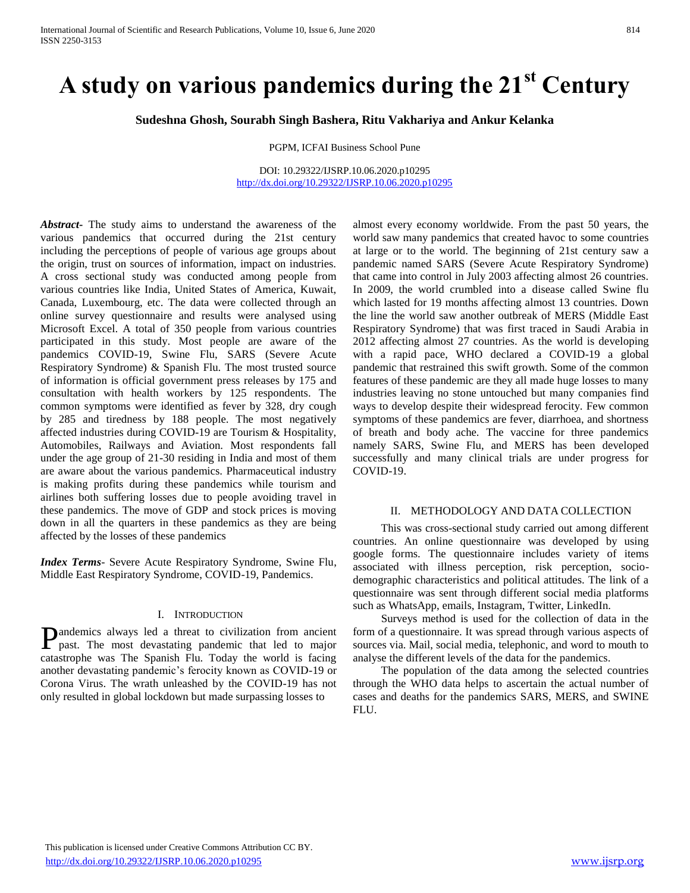# A study on various pandemics during the 21st Century

**Sudeshna Ghosh, Sourabh Singh Bashera, Ritu Vakhariya and Ankur Kelanka**

PGPM, ICFAI Business School Pune

DOI: 10.29322/IJSRP.10.06.2020.p10295
http://dx.doi.org/10.29322/IJSRP.10.06.2020.p10295

***Abstract***- The study aims to understand the awareness of the various pandemics that occurred during the 21st century including the perceptions of people of various age groups about the origin, trust on sources of information, impact on industries. A cross sectional study was conducted among people from various countries like India, United States of America, Kuwait, Canada, Luxembourg, etc. The data were collected through an online survey questionnaire and results were analysed using Microsoft Excel. A total of 350 people from various countries participated in this study. Most people are aware of the pandemics COVID-19, Swine Flu, SARS (Severe Acute Respiratory Syndrome) & Spanish Flu. The most trusted source of information is official government press releases by 175 and consultation with health workers by 125 respondents. The common symptoms were identified as fever by 328, dry cough by 285 and tiredness by 188 people. The most negatively affected industries during COVID-19 are Tourism & Hospitality, Automobiles, Railways and Aviation. Most respondents fall under the age group of 21-30 residing in India and most of them are aware about the various pandemics. Pharmaceutical industry is making profits during these pandemics while tourism and airlines both suffering losses due to people avoiding travel in these pandemics. The move of GDP and stock prices is moving down in all the quarters in these pandemics as they are being affected by the losses of these pandemics

***Index Terms***- Severe Acute Respiratory Syndrome, Swine Flu, Middle East Respiratory Syndrome, COVID-19, Pandemics.

## I. Introduction

Pandemics always led a threat to civilization from ancient past. The most devastating pandemic that led to major catastrophe was The Spanish Flu. Today the world is facing another devastating pandemic's ferocity known as COVID-19 or Corona Virus. The wrath unleashed by the COVID-19 has not only resulted in global lockdown but made surpassing losses to almost every economy worldwide. From the past 50 years, the world saw many pandemics that created havoc to some countries at large or to the world. The beginning of 21st century saw a pandemic named SARS (Severe Acute Respiratory Syndrome) that came into control in July 2003 affecting almost 26 countries. In 2009, the world crumbled into a disease called Swine flu which lasted for 19 months affecting almost 13 countries. Down the line the world saw another outbreak of MERS (Middle East Respiratory Syndrome) that was first traced in Saudi Arabia in 2012 affecting almost 27 countries. As the world is developing with a rapid pace, WHO declared a COVID-19 a global pandemic that restrained this swift growth. Some of the common features of these pandemic are they all made huge losses to many industries leaving no stone untouched but many companies find ways to develop despite their widespread ferocity. Few common symptoms of these pandemics are fever, diarrhoea, and shortness of breath and body ache. The vaccine for three pandemics namely SARS, Swine Flu, and MERS has been developed successfully and many clinical trials are under progress for COVID-19.

## II. Methodology and Data Collection

This was cross-sectional study carried out among different countries. An online questionnaire was developed by using google forms. The questionnaire includes variety of items associated with illness perception, risk perception, socio-demographic characteristics and political attitudes. The link of a questionnaire was sent through different social media platforms such as WhatsApp, emails, Instagram, Twitter, LinkedIn.

Surveys method is used for the collection of data in the form of a questionnaire. It was spread through various aspects of sources via. Mail, social media, telephonic, and word to mouth to analyse the different levels of the data for the pandemics.

The population of the data among the selected countries through the WHO data helps to ascertain the actual number of cases and deaths for the pandemics SARS, MERS, and SWINE FLU.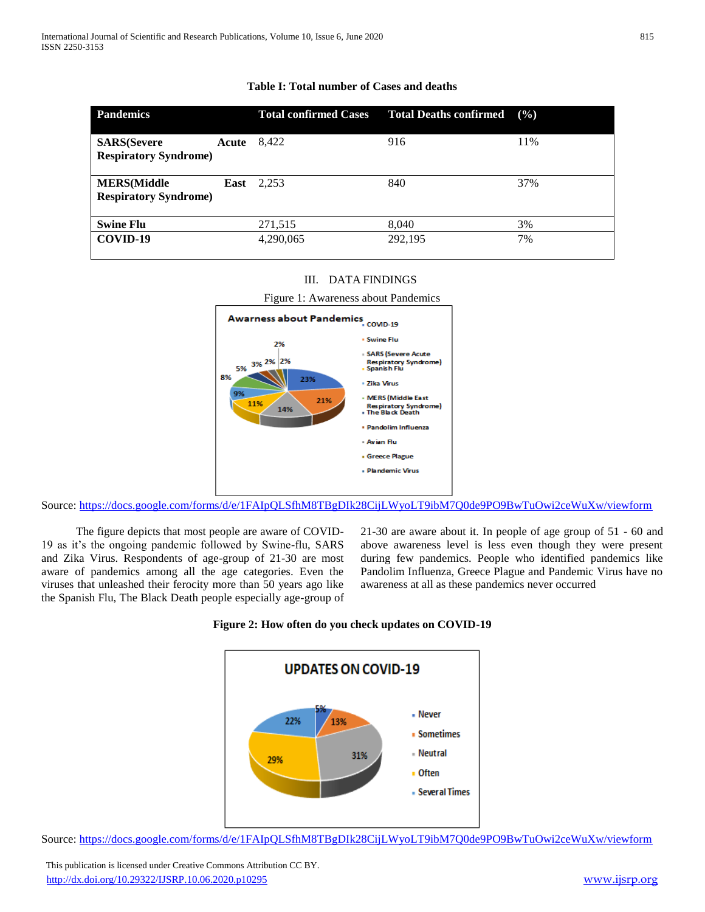**Table I: Total number of Cases and deaths**

| Pandemics | Total confirmed Cases | Total Deaths confirmed | (%) |
|---|---|---|---|
| **SARS(Severe Acute Respiratory Syndrome)** | 8,422 | 916 | 11% |
| **MERS(Middle East Respiratory Syndrome)** | 2,253 | 840 | 37% |
| **Swine Flu** | 271,515 | 8,040 | 3% |
| **COVID-19** | 4,290,065 | 292,195 | 7% |

## III. DATA FINDINGS

Figure 1: Awareness about Pandemics

Source: https://docs.google.com/forms/d/e/1FAIpQLSfhM8TBgDIk28CijLWyoLT9ibM7Q0de9PO9BwTuOwi2ceWuXw/viewform

The figure depicts that most people are aware of COVID-19 as it's the ongoing pandemic followed by Swine-flu, SARS and Zika Virus. Respondents of age-group of 21-30 are most aware of pandemics among all the age categories. Even the viruses that unleashed their ferocity more than 50 years ago like the Spanish Flu, The Black Death people especially age-group of 21-30 are aware about it. In people of age group of 51 - 60 and above awareness level is less even though they were present during few pandemics. People who identified pandemics like Pandolim Influenza, Greece Plague and Pandemic Virus have no awareness at all as these pandemics never occurred

**Figure 2: How often do you check updates on COVID-19**

Source: https://docs.google.com/forms/d/e/1FAIpQLSfhM8TBgDIk28CijLWyoLT9ibM7Q0de9PO9BwTuOwi2ceWuXw/viewform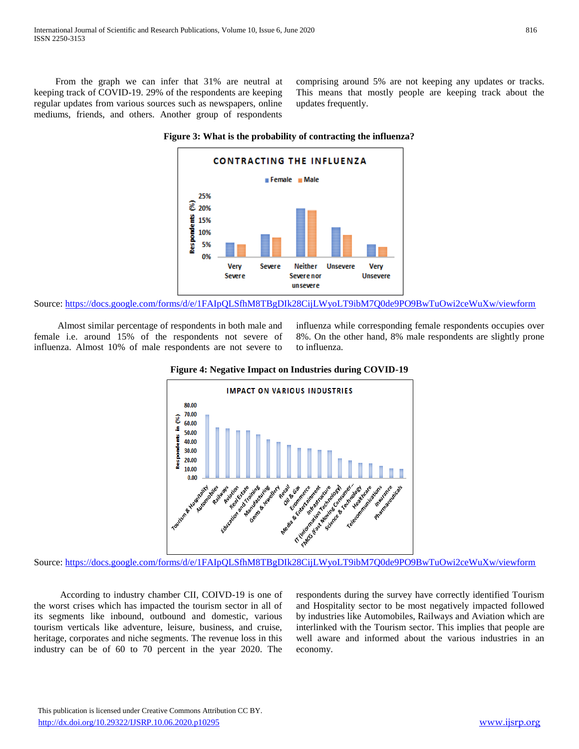From the graph we can infer that 31% are neutral at keeping track of COVID-19. 29% of the respondents are keeping regular updates from various sources such as newspapers, online mediums, friends, and others. Another group of respondents comprising around 5% are not keeping any updates or tracks. This means that mostly people are keeping track about the updates frequently.

**Figure 3: What is the probability of contracting the influenza?**

Source: https://docs.google.com/forms/d/e/1FAIpQLSfhM8TBgDIk28CijLWyoLT9ibM7Q0de9PO9BwTuOwi2ceWuXw/viewform

Almost similar percentage of respondents in both male and female i.e. around 15% of the respondents not severe of influenza. Almost 10% of male respondents are not severe to influenza while corresponding female respondents occupies over 8%. On the other hand, 8% male respondents are slightly prone to influenza.

**Figure 4: Negative Impact on Industries during COVID-19**

Source: https://docs.google.com/forms/d/e/1FAIpQLSfhM8TBgDIk28CijLWyoLT9ibM7Q0de9PO9BwTuOwi2ceWuXw/viewform

According to industry chamber CII, COIVD-19 is one of the worst crises which has impacted the tourism sector in all of its segments like inbound, outbound and domestic, various tourism verticals like adventure, leisure, business, and cruise, heritage, corporates and niche segments. The revenue loss in this industry can be of 60 to 70 percent in the year 2020. The respondents during the survey have correctly identified Tourism and Hospitality sector to be most negatively impacted followed by industries like Automobiles, Railways and Aviation which are interlinked with the Tourism sector. This implies that people are well aware and informed about the various industries in an economy.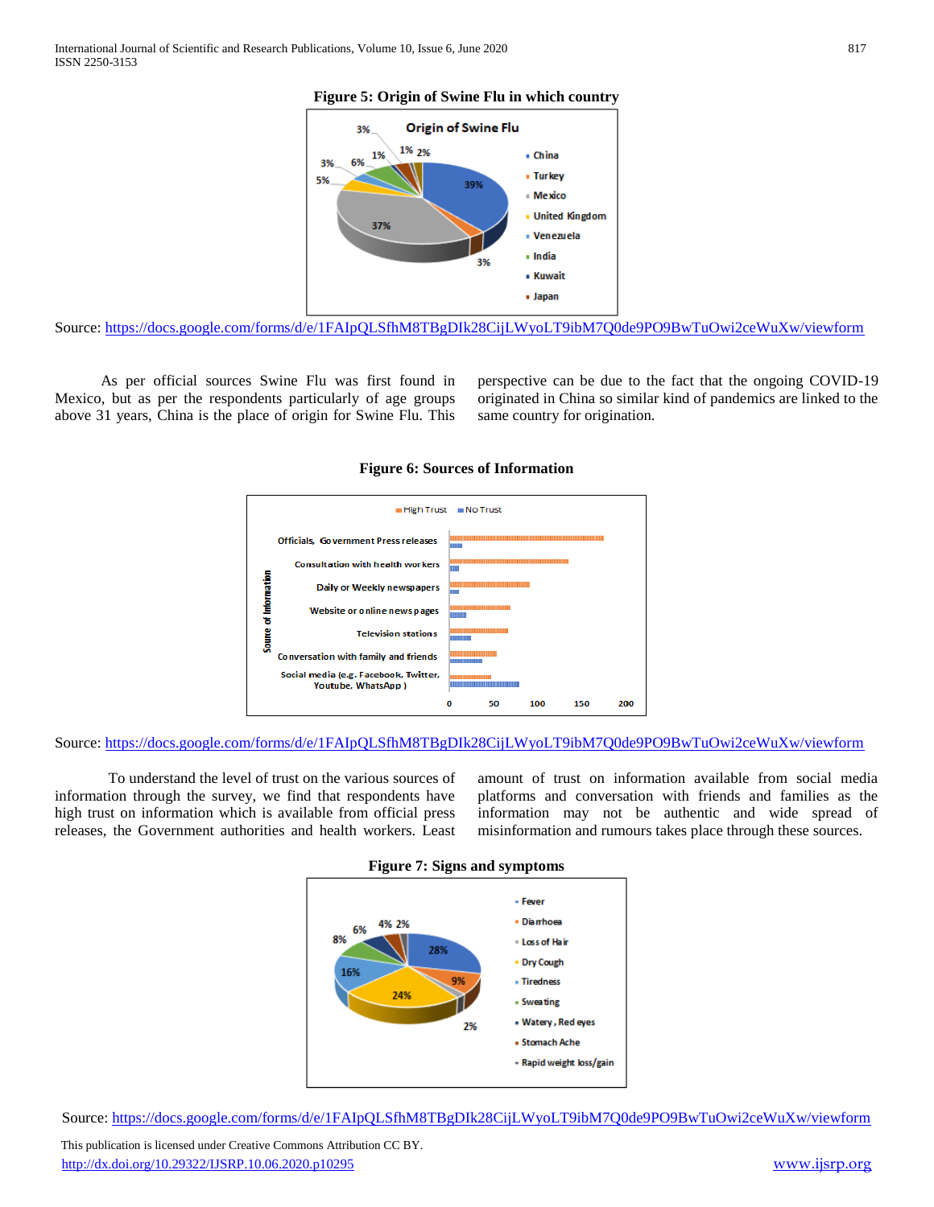**Figure 5: Origin of Swine Flu in which country**

Source: https://docs.google.com/forms/d/e/1FAIpQLSfhM8TBgDIk28CijLWyoLT9ibM7Q0de9PO9BwTuOwi2ceWuXw/viewform

As per official sources Swine Flu was first found in Mexico, but as per the respondents particularly of age groups above 31 years, China is the place of origin for Swine Flu. This perspective can be due to the fact that the ongoing COVID-19 originated in China so similar kind of pandemics are linked to the same country for origination.

**Figure 6: Sources of Information**

Source: https://docs.google.com/forms/d/e/1FAIpQLSfhM8TBgDIk28CijLWyoLT9ibM7Q0de9PO9BwTuOwi2ceWuXw/viewform

To understand the level of trust on the various sources of information through the survey, we find that respondents have high trust on information which is available from official press releases, the Government authorities and health workers. Least amount of trust on information available from social media platforms and conversation with friends and families as the information may not be authentic and wide spread of misinformation and rumours takes place through these sources.

**Figure 7: Signs and symptoms**

Source: https://docs.google.com/forms/d/e/1FAIpQLSfhM8TBgDIk28CijLWyoLT9ibM7Q0de9PO9BwTuOwi2ceWuXw/viewform

This publication is licensed under Creative Commons Attribution CC BY.

http://dx.doi.org/10.29322/IJSRP.10.06.2020.p10295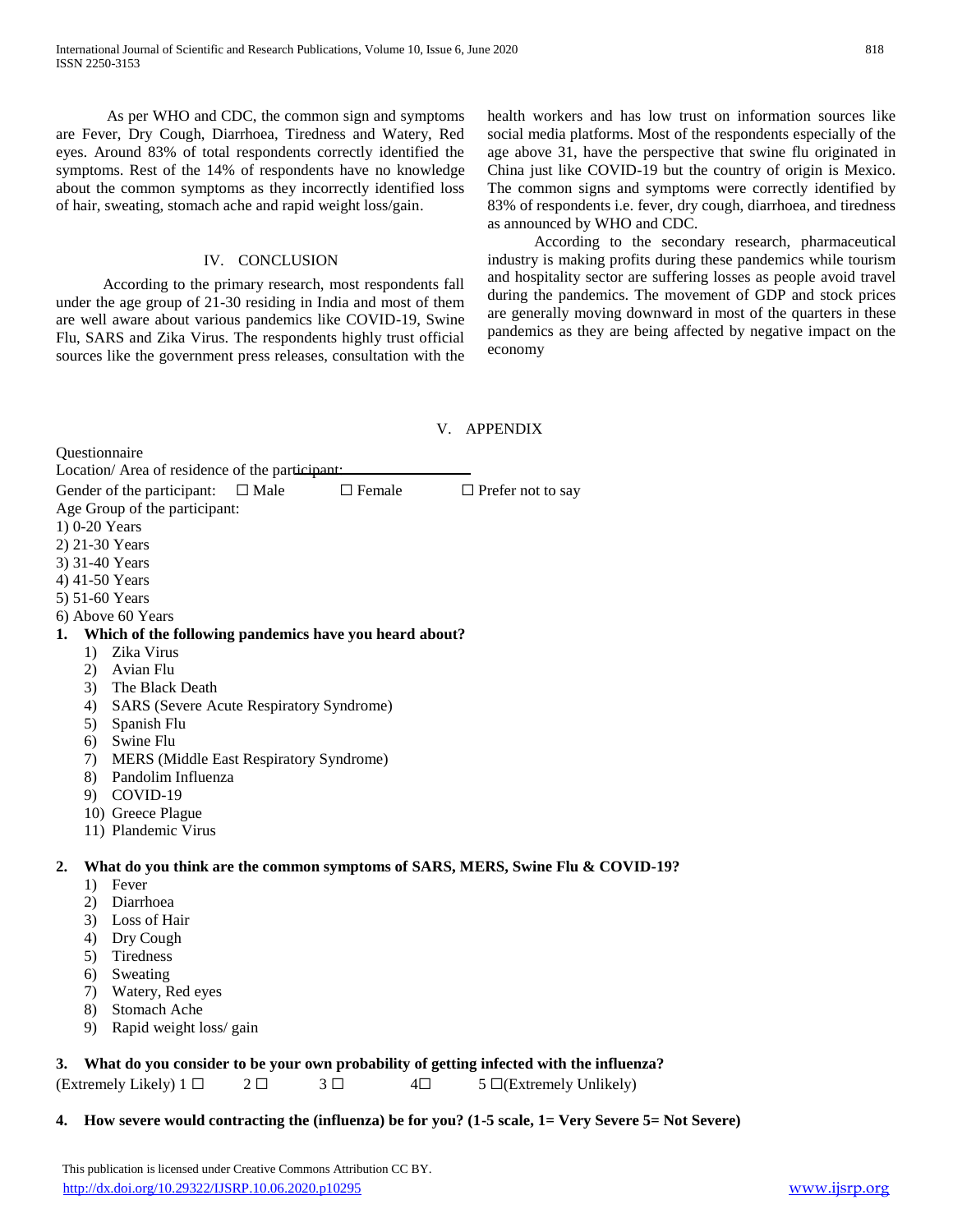As per WHO and CDC, the common sign and symptoms are Fever, Dry Cough, Diarrhoea, Tiredness and Watery, Red eyes. Around 83% of total respondents correctly identified the symptoms. Rest of the 14% of respondents have no knowledge about the common symptoms as they incorrectly identified loss of hair, sweating, stomach ache and rapid weight loss/gain.

## IV. CONCLUSION

According to the primary research, most respondents fall under the age group of 21-30 residing in India and most of them are well aware about various pandemics like COVID-19, Swine Flu, SARS and Zika Virus. The respondents highly trust official sources like the government press releases, consultation with the health workers and has low trust on information sources like social media platforms. Most of the respondents especially of the age above 31, have the perspective that swine flu originated in China just like COVID-19 but the country of origin is Mexico. The common signs and symptoms were correctly identified by 83% of respondents i.e. fever, dry cough, diarrhoea, and tiredness as announced by WHO and CDC.

According to the secondary research, pharmaceutical industry is making profits during these pandemics while tourism and hospitality sector are suffering losses as people avoid travel during the pandemics. The movement of GDP and stock prices are generally moving downward in most of the quarters in these pandemics as they are being affected by negative impact on the economy

## V. APPENDIX

Questionnaire

Location/ Area of residence of the participant: ____________________

Gender of the participant: ☐ Male ☐ Female ☐ Prefer not to say

Age Group of the participant:

1) 0-20 Years
2) 21-30 Years
3) 31-40 Years
4) 41-50 Years
5) 51-60 Years
6) Above 60 Years

**1. Which of the following pandemics have you heard about?**

1) Zika Virus
2) Avian Flu
3) The Black Death
4) SARS (Severe Acute Respiratory Syndrome)
5) Spanish Flu
6) Swine Flu
7) MERS (Middle East Respiratory Syndrome)
8) Pandolim Influenza
9) COVID-19
10) Greece Plague
11) Plandemic Virus

**2. What do you think are the common symptoms of SARS, MERS, Swine Flu & COVID-19?**

1) Fever
2) Diarrhoea
3) Loss of Hair
4) Dry Cough
5) Tiredness
6) Sweating
7) Watery, Red eyes
8) Stomach Ache
9) Rapid weight loss/ gain

**3. What do you consider to be your own probability of getting infected with the influenza?**

(Extremely Likely) 1 ☐ 2 ☐ 3 ☐ 4☐ 5 ☐(Extremely Unlikely)

**4. How severe would contracting the (influenza) be for you? (1-5 scale, 1= Very Severe 5= Not Severe)**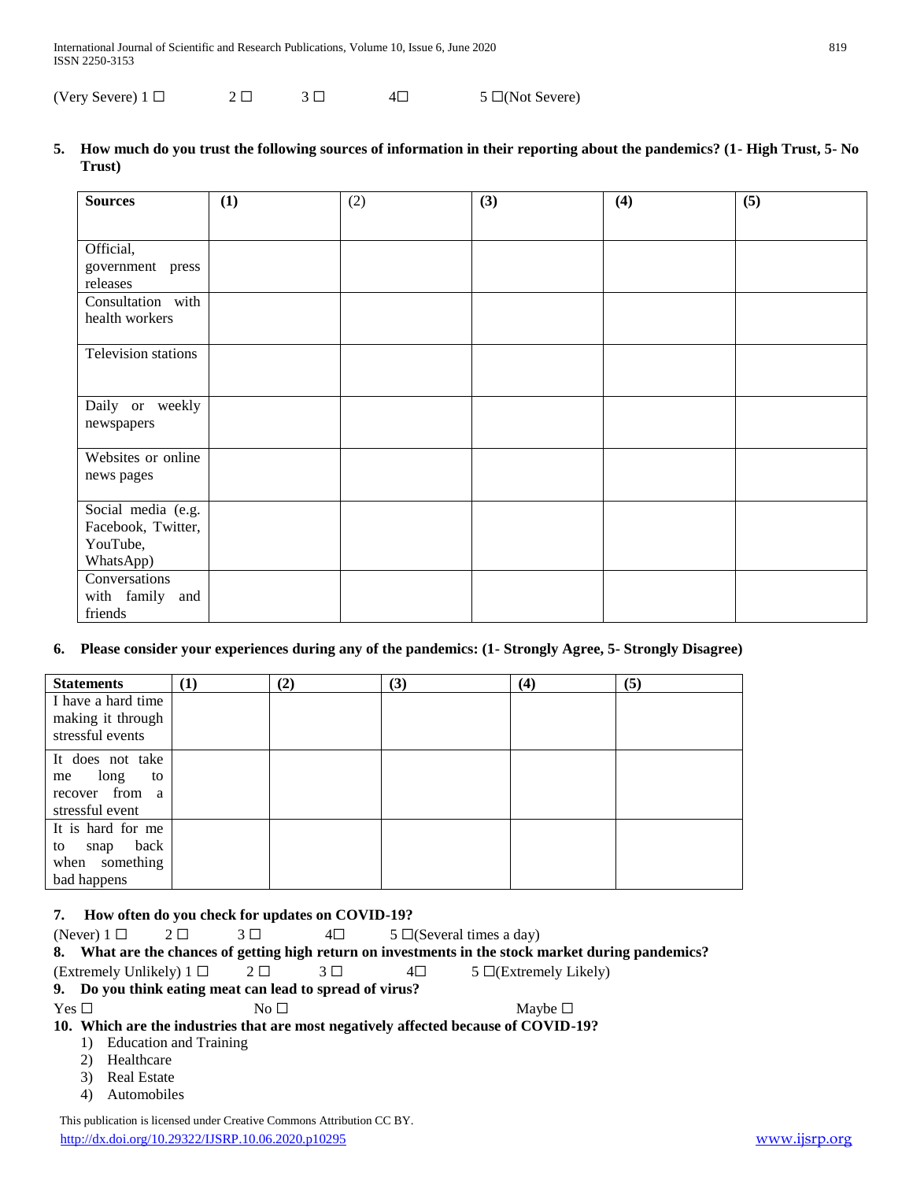(Very Severe) 1 ☐ 2 ☐ 3 ☐ 4☐ 5 ☐(Not Severe)

**5. How much do you trust the following sources of information in their reporting about the pandemics? (1- High Trust, 5- No Trust)**

| **Sources** | **(1)** | (2) | **(3)** | **(4)** | **(5)** |
|---|---|---|---|---|---|
| Official, government press releases | | | | | |
| Consultation with health workers | | | | | |
| Television stations | | | | | |
| Daily or weekly newspapers | | | | | |
| Websites or online news pages | | | | | |
| Social media (e.g. Facebook, Twitter, YouTube, WhatsApp) | | | | | |
| Conversations with family and friends | | | | | |

**6. Please consider your experiences during any of the pandemics: (1- Strongly Agree, 5- Strongly Disagree)**

| **Statements** | **(1)** | **(2)** | **(3)** | **(4)** | **(5)** |
|---|---|---|---|---|---|
| I have a hard time making it through stressful events | | | | | |
| It does not take me long to recover from a stressful event | | | | | |
| It is hard for me to snap back when something bad happens | | | | | |

**7. How often do you check for updates on COVID-19?**

(Never) 1 ☐ 2 ☐ 3 ☐ 4☐ 5 ☐(Several times a day)

**8. What are the chances of getting high return on investments in the stock market during pandemics?**

(Extremely Unlikely) 1 ☐ 2 ☐ 3 ☐ 4☐ 5 ☐(Extremely Likely)

**9. Do you think eating meat can lead to spread of virus?**

Yes ☐ No ☐ Maybe ☐

**10. Which are the industries that are most negatively affected because of COVID-19?**

1) Education and Training
2) Healthcare
3) Real Estate
4) Automobiles

This publication is licensed under Creative Commons Attribution CC BY.

http://dx.doi.org/10.29322/IJSRP.10.06.2020.p10295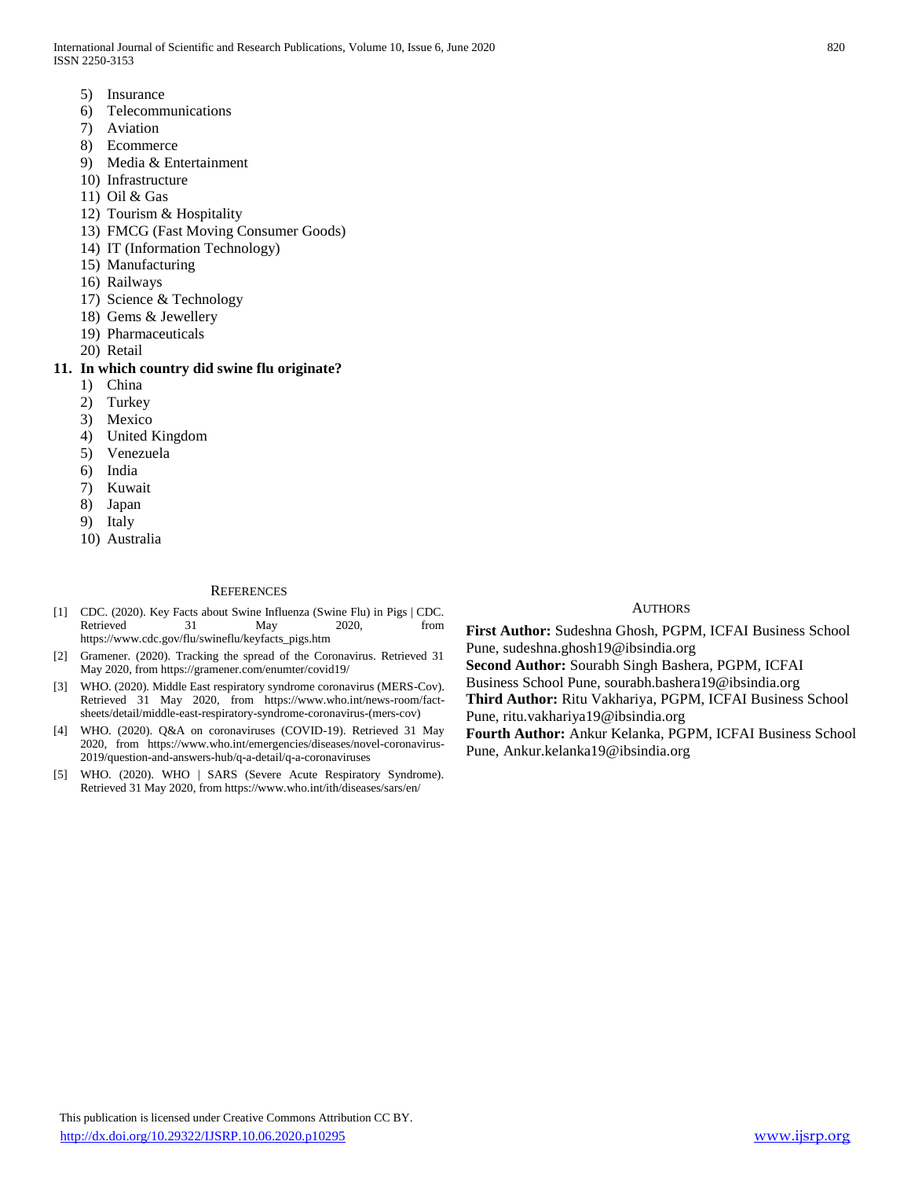5) Insurance
6) Telecommunications
7) Aviation
8) Ecommerce
9) Media & Entertainment
10) Infrastructure
11) Oil & Gas
12) Tourism & Hospitality
13) FMCG (Fast Moving Consumer Goods)
14) IT (Information Technology)
15) Manufacturing
16) Railways
17) Science & Technology
18) Gems & Jewellery
19) Pharmaceuticals
20) Retail

**11. In which country did swine flu originate?**

1) China
2) Turkey
3) Mexico
4) United Kingdom
5) Venezuela
6) India
7) Kuwait
8) Japan
9) Italy
10) Australia

## References

[1] CDC. (2020). Key Facts about Swine Influenza (Swine Flu) in Pigs | CDC. Retrieved 31 May 2020, from https://www.cdc.gov/flu/swineflu/keyfacts_pigs.htm

[2] Gramener. (2020). Tracking the spread of the Coronavirus. Retrieved 31 May 2020, from https://gramener.com/enumter/covid19/

[3] WHO. (2020). Middle East respiratory syndrome coronavirus (MERS-Cov). Retrieved 31 May 2020, from https://www.who.int/news-room/fact-sheets/detail/middle-east-respiratory-syndrome-coronavirus-(mers-cov)

[4] WHO. (2020). Q&A on coronaviruses (COVID-19). Retrieved 31 May 2020, from https://www.who.int/emergencies/diseases/novel-coronavirus-2019/question-and-answers-hub/q-a-detail/q-a-coronaviruses

[5] WHO. (2020). WHO | SARS (Severe Acute Respiratory Syndrome). Retrieved 31 May 2020, from https://www.who.int/ith/diseases/sars/en/

## Authors

**First Author:** Sudeshna Ghosh, PGPM, ICFAI Business School Pune, sudeshna.ghosh19@ibsindia.org

**Second Author:** Sourabh Singh Bashera, PGPM, ICFAI Business School Pune, sourabh.bashera19@ibsindia.org

**Third Author:** Ritu Vakhariya, PGPM, ICFAI Business School Pune, ritu.vakhariya19@ibsindia.org

**Fourth Author:** Ankur Kelanka, PGPM, ICFAI Business School Pune, Ankur.kelanka19@ibsindia.org